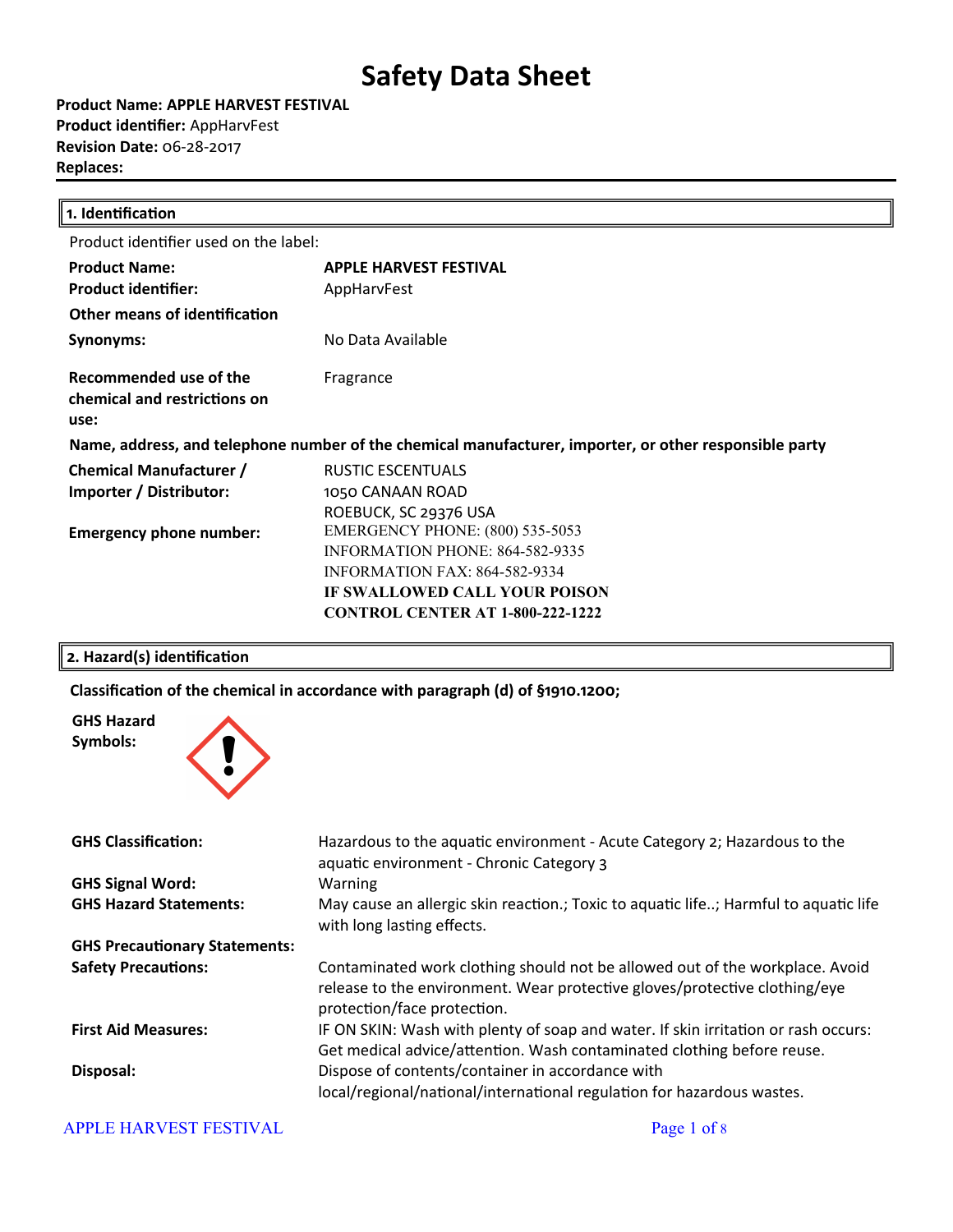# Safety Data Sheet

**Product Name: APPLE HARVEST FESTIVAL**
**Product identifier:** AppHarvFest
**Revision Date:** 06-28-2017
**Replaces:**

## 1. Identification

Product identifier used on the label:

| | |
|---|---|
| **Product Name:** | **APPLE HARVEST FESTIVAL** |
| **Product identifier:** | AppHarvFest |
| **Other means of identification** | |
| **Synonyms:** | No Data Available |
| **Recommended use of the chemical and restrictions on use:** | Fragrance |

**Name, address, and telephone number of the chemical manufacturer, importer, or other responsible party**

| | |
|---|---|
| **Chemical Manufacturer / Importer / Distributor:** | RUSTIC ESCENTUALS<br>1050 CANAAN ROAD<br>ROEBUCK, SC 29376 USA |
| **Emergency phone number:** | EMERGENCY PHONE: (800) 535-5053<br>INFORMATION PHONE: 864-582-9335<br>INFORMATION FAX: 864-582-9334<br>**IF SWALLOWED CALL YOUR POISON CONTROL CENTER AT 1-800-222-1222** |

## 2. Hazard(s) identification

**Classification of the chemical in accordance with paragraph (d) of §1910.1200;**

**GHS Hazard Symbols:**

| | |
|---|---|
| **GHS Classification:** | Hazardous to the aquatic environment - Acute Category 2; Hazardous to the aquatic environment - Chronic Category 3 |
| **GHS Signal Word:** | Warning |
| **GHS Hazard Statements:** | May cause an allergic skin reaction.; Toxic to aquatic life..; Harmful to aquatic life with long lasting effects. |
| **GHS Precautionary Statements:** | |
| **Safety Precautions:** | Contaminated work clothing should not be allowed out of the workplace. Avoid release to the environment. Wear protective gloves/protective clothing/eye protection/face protection. |
| **First Aid Measures:** | IF ON SKIN: Wash with plenty of soap and water. If skin irritation or rash occurs: Get medical advice/attention. Wash contaminated clothing before reuse. |
| **Disposal:** | Dispose of contents/container in accordance with local/regional/national/international regulation for hazardous wastes. |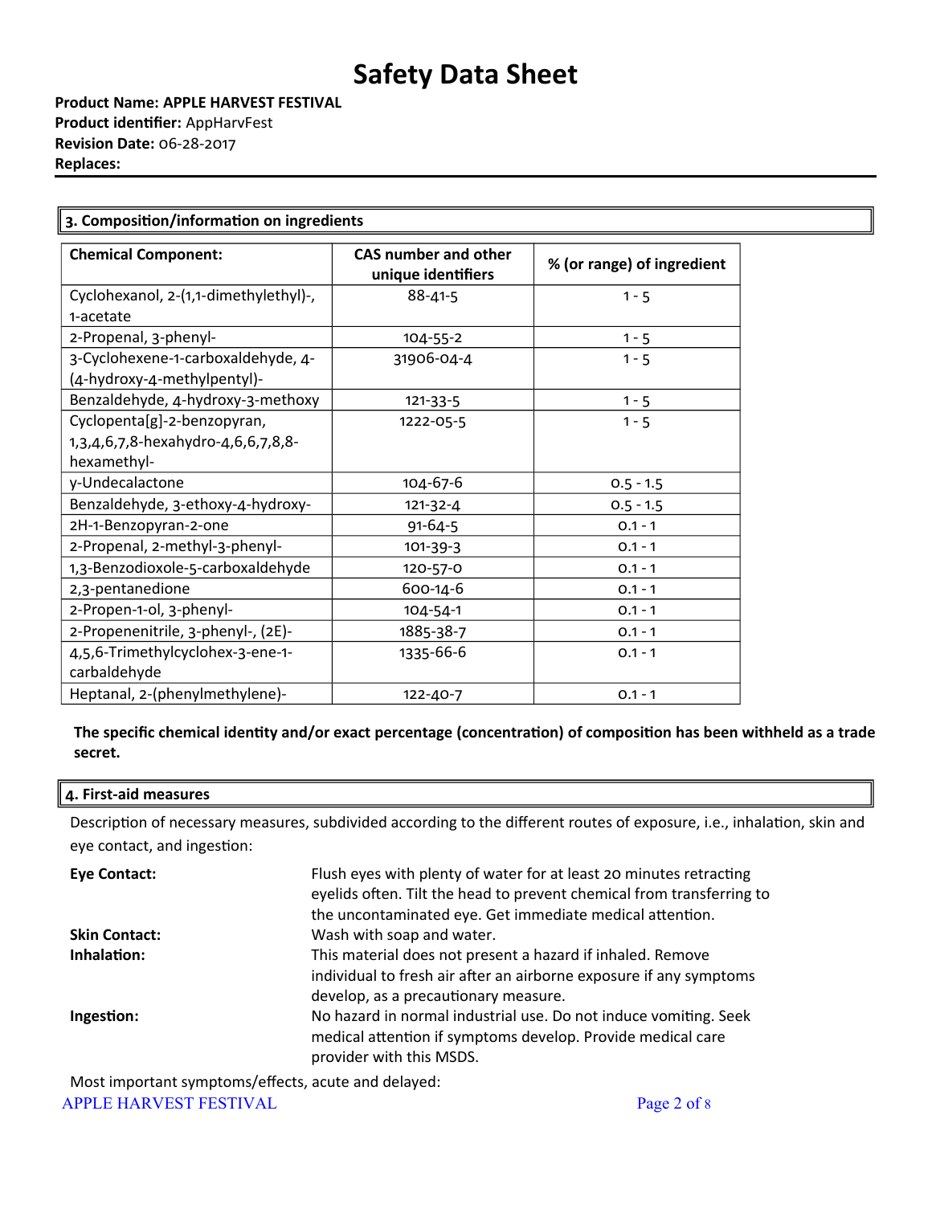# Safety Data Sheet

**Product Name: APPLE HARVEST FESTIVAL**
**Product identifier:** AppHarvFest
**Revision Date:** 06-28-2017
**Replaces:**

## 3. Composition/information on ingredients

| Chemical Component: | CAS number and other unique identifiers | % (or range) of ingredient |
|---|---|---|
| Cyclohexanol, 2-(1,1-dimethylethyl)-, 1-acetate | 88-41-5 | 1 - 5 |
| 2-Propenal, 3-phenyl- | 104-55-2 | 1 - 5 |
| 3-Cyclohexene-1-carboxaldehyde, 4-(4-hydroxy-4-methylpentyl)- | 31906-04-4 | 1 - 5 |
| Benzaldehyde, 4-hydroxy-3-methoxy | 121-33-5 | 1 - 5 |
| Cyclopenta[g]-2-benzopyran, 1,3,4,6,7,8-hexahydro-4,6,6,7,8,8-hexamethyl- | 1222-05-5 | 1 - 5 |
| γ-Undecalactone | 104-67-6 | 0.5 - 1.5 |
| Benzaldehyde, 3-ethoxy-4-hydroxy- | 121-32-4 | 0.5 - 1.5 |
| 2H-1-Benzopyran-2-one | 91-64-5 | 0.1 - 1 |
| 2-Propenal, 2-methyl-3-phenyl- | 101-39-3 | 0.1 - 1 |
| 1,3-Benzodioxole-5-carboxaldehyde | 120-57-0 | 0.1 - 1 |
| 2,3-pentanedione | 600-14-6 | 0.1 - 1 |
| 2-Propen-1-ol, 3-phenyl- | 104-54-1 | 0.1 - 1 |
| 2-Propenenitrile, 3-phenyl-, (2E)- | 1885-38-7 | 0.1 - 1 |
| 4,5,6-Trimethylcyclohex-3-ene-1-carbaldehyde | 1335-66-6 | 0.1 - 1 |
| Heptanal, 2-(phenylmethylene)- | 122-40-7 | 0.1 - 1 |

**The specific chemical identity and/or exact percentage (concentration) of composition has been withheld as a trade secret.**

## 4. First-aid measures

Description of necessary measures, subdivided according to the different routes of exposure, i.e., inhalation, skin and eye contact, and ingestion:

**Eye Contact:** Flush eyes with plenty of water for at least 20 minutes retracting eyelids often. Tilt the head to prevent chemical from transferring to the uncontaminated eye. Get immediate medical attention.

**Skin Contact:** Wash with soap and water.

**Inhalation:** This material does not present a hazard if inhaled. Remove individual to fresh air after an airborne exposure if any symptoms develop, as a precautionary measure.

**Ingestion:** No hazard in normal industrial use. Do not induce vomiting. Seek medical attention if symptoms develop. Provide medical care provider with this MSDS.

Most important symptoms/effects, acute and delayed: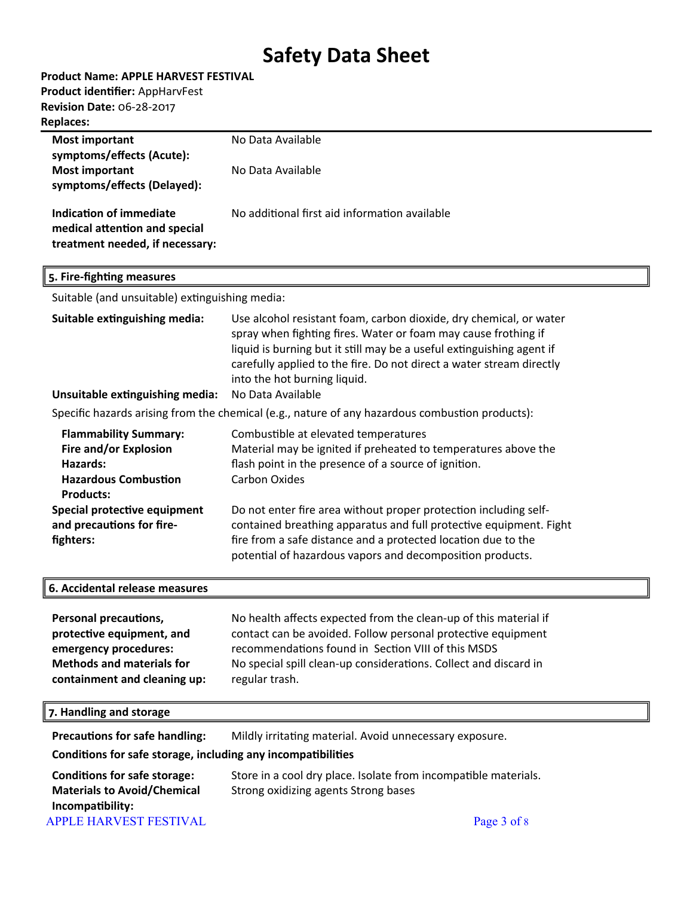| | |
|---|---|
| **Most important symptoms/effects (Acute):** | No Data Available |
| **Most important symptoms/effects (Delayed):** | No Data Available |
| **Indication of immediate medical attention and special treatment needed, if necessary:** | No additional first aid information available |

## 5. Fire-fighting measures

Suitable (and unsuitable) extinguishing media:

| | |
|---|---|
| **Suitable extinguishing media:** | Use alcohol resistant foam, carbon dioxide, dry chemical, or water spray when fighting fires. Water or foam may cause frothing if liquid is burning but it still may be a useful extinguishing agent if carefully applied to the fire. Do not direct a water stream directly into the hot burning liquid. |
| **Unsuitable extinguishing media:** | No Data Available |

Specific hazards arising from the chemical (e.g., nature of any hazardous combustion products):

| | |
|---|---|
| **Flammability Summary:** | Combustible at elevated temperatures |
| **Fire and/or Explosion Hazards:** | Material may be ignited if preheated to temperatures above the flash point in the presence of a source of ignition. |
| **Hazardous Combustion Products:** | Carbon Oxides |
| **Special protective equipment and precautions for fire-fighters:** | Do not enter fire area without proper protection including self-contained breathing apparatus and full protective equipment. Fight fire from a safe distance and a protected location due to the potential of hazardous vapors and decomposition products. |

## 6. Accidental release measures

| | |
|---|---|
| **Personal precautions, protective equipment, and emergency procedures:** | No health affects expected from the clean-up of this material if contact can be avoided. Follow personal protective equipment recommendations found in Section VIII of this MSDS |
| **Methods and materials for containment and cleaning up:** | No special spill clean-up considerations. Collect and discard in regular trash. |

## 7. Handling and storage

| | |
|---|---|
| **Precautions for safe handling:** | Mildly irritating material. Avoid unnecessary exposure. |

**Conditions for safe storage, including any incompatibilities**

| | |
|---|---|
| **Conditions for safe storage:** | Store in a cool dry place. Isolate from incompatible materials. |
| **Materials to Avoid/Chemical Incompatibility:** | Strong oxidizing agents Strong bases |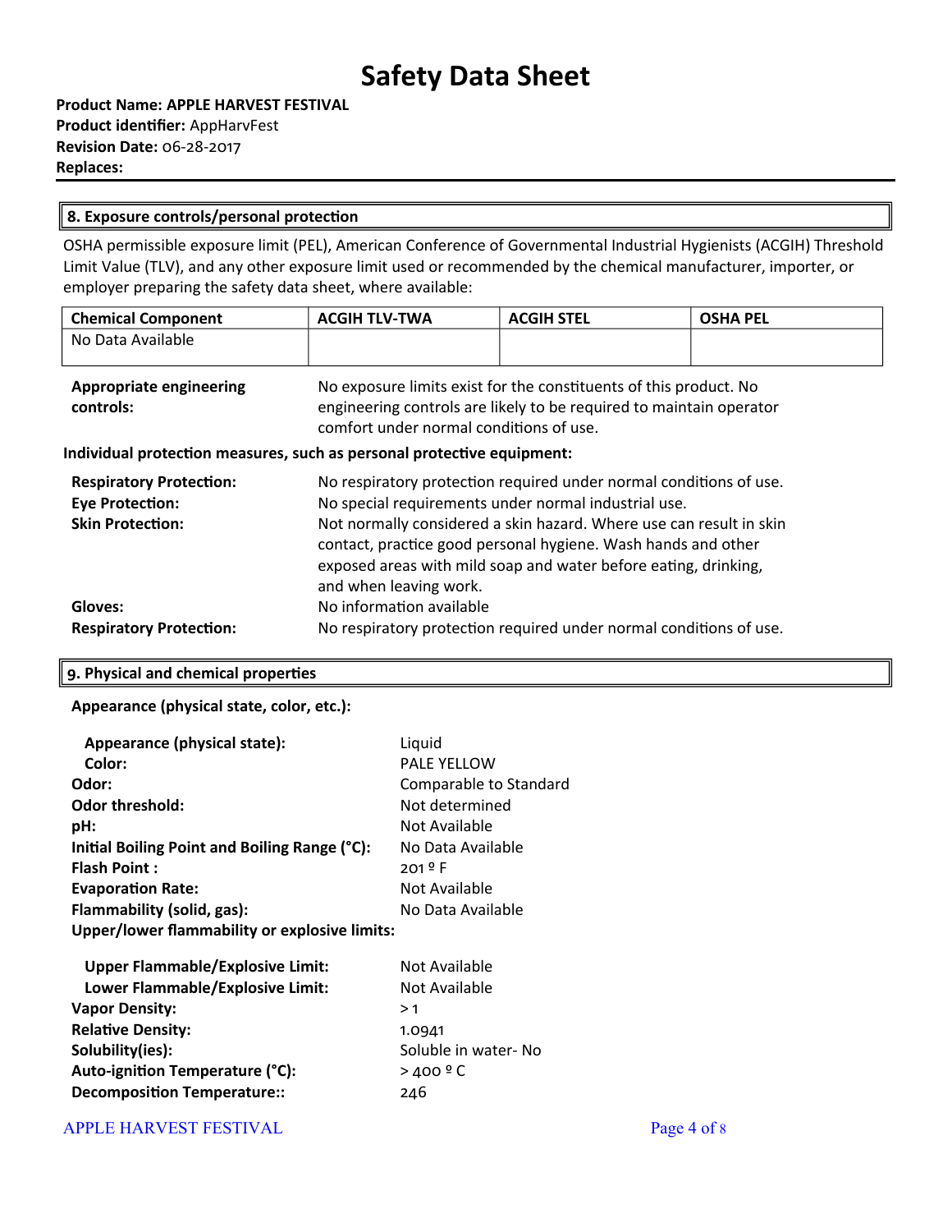# Safety Data Sheet

**Product Name: APPLE HARVEST FESTIVAL**
**Product identifier:** AppHarvFest
**Revision Date:** 06-28-2017
**Replaces:**

## 8. Exposure controls/personal protection

OSHA permissible exposure limit (PEL), American Conference of Governmental Industrial Hygienists (ACGIH) Threshold Limit Value (TLV), and any other exposure limit used or recommended by the chemical manufacturer, importer, or employer preparing the safety data sheet, where available:

| Chemical Component | ACGIH TLV-TWA | ACGIH STEL | OSHA PEL |
|---|---|---|---|
| No Data Available | | | |

**Appropriate engineering controls:** No exposure limits exist for the constituents of this product. No engineering controls are likely to be required to maintain operator comfort under normal conditions of use.

**Individual protection measures, such as personal protective equipment:**

**Respiratory Protection:** No respiratory protection required under normal conditions of use.
**Eye Protection:** No special requirements under normal industrial use.
**Skin Protection:** Not normally considered a skin hazard. Where use can result in skin contact, practice good personal hygiene. Wash hands and other exposed areas with mild soap and water before eating, drinking, and when leaving work.
**Gloves:** No information available
**Respiratory Protection:** No respiratory protection required under normal conditions of use.

## 9. Physical and chemical properties

**Appearance (physical state, color, etc.):**

**Appearance (physical state):** Liquid
**Color:** PALE YELLOW
**Odor:** Comparable to Standard
**Odor threshold:** Not determined
**pH:** Not Available
**Initial Boiling Point and Boiling Range (°C):** No Data Available
**Flash Point :** 201 º F
**Evaporation Rate:** Not Available
**Flammability (solid, gas):** No Data Available
**Upper/lower flammability or explosive limits:**

**Upper Flammable/Explosive Limit:** Not Available
**Lower Flammable/Explosive Limit:** Not Available
**Vapor Density:** > 1
**Relative Density:** 1.0941
**Solubility(ies):** Soluble in water- No
**Auto-ignition Temperature (°C):** > 400 º C
**Decomposition Temperature::** 246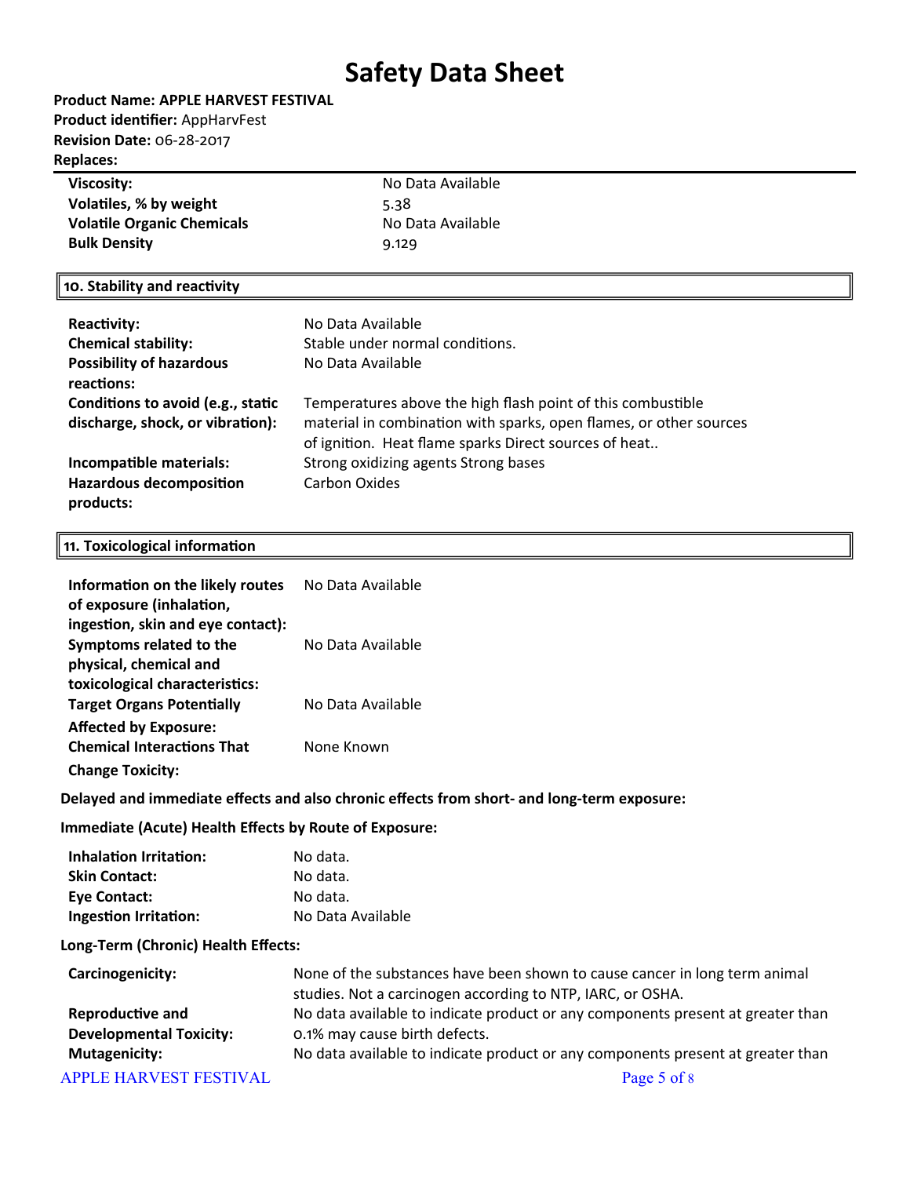| | |
|---|---|
| **Viscosity:** | No Data Available |
| **Volatiles, % by weight** | 5.38 |
| **Volatile Organic Chemicals** | No Data Available |
| **Bulk Density** | 9.129 |

## 10. Stability and reactivity

| | |
|---|---|
| **Reactivity:** | No Data Available |
| **Chemical stability:** | Stable under normal conditions. |
| **Possibility of hazardous reactions:** | No Data Available |
| **Conditions to avoid (e.g., static discharge, shock, or vibration):** | Temperatures above the high flash point of this combustible material in combination with sparks, open flames, or other sources of ignition. Heat flame sparks Direct sources of heat.. |
| **Incompatible materials:** | Strong oxidizing agents Strong bases |
| **Hazardous decomposition products:** | Carbon Oxides |

## 11. Toxicological information

| | |
|---|---|
| **Information on the likely routes of exposure (inhalation, ingestion, skin and eye contact):** | No Data Available |
| **Symptoms related to the physical, chemical and toxicological characteristics:** | No Data Available |
| **Target Organs Potentially Affected by Exposure:** | No Data Available |
| **Chemical Interactions That Change Toxicity:** | None Known |

**Delayed and immediate effects and also chronic effects from short- and long-term exposure:**

**Immediate (Acute) Health Effects by Route of Exposure:**

| | |
|---|---|
| **Inhalation Irritation:** | No data. |
| **Skin Contact:** | No data. |
| **Eye Contact:** | No data. |
| **Ingestion Irritation:** | No Data Available |

**Long-Term (Chronic) Health Effects:**

| | |
|---|---|
| **Carcinogenicity:** | None of the substances have been shown to cause cancer in long term animal studies. Not a carcinogen according to NTP, IARC, or OSHA. |
| **Reproductive and Developmental Toxicity:** | No data available to indicate product or any components present at greater than 0.1% may cause birth defects. |
| **Mutagenicity:** | No data available to indicate product or any components present at greater than |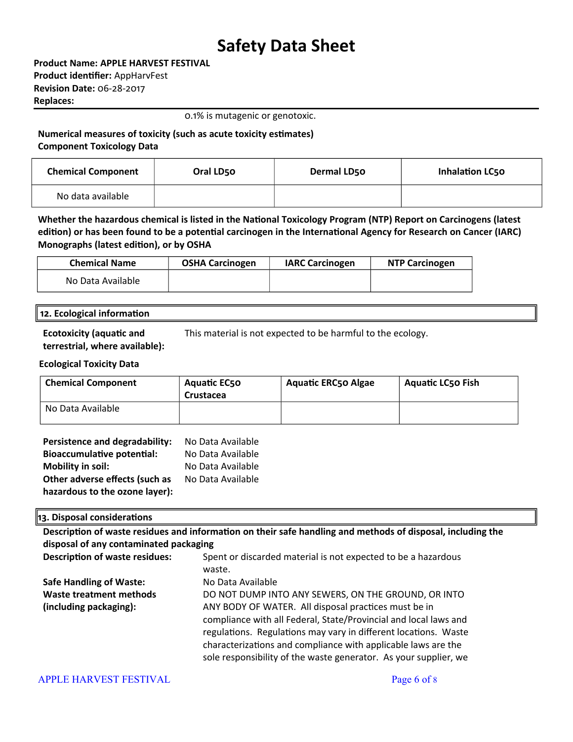0.1% is mutagenic or genotoxic.

**Numerical measures of toxicity (such as acute toxicity estimates)**
**Component Toxicology Data**

| Chemical Component | Oral LD50 | Dermal LD50 | Inhalation LC50 |
|---|---|---|---|
| No data available | | | |

**Whether the hazardous chemical is listed in the National Toxicology Program (NTP) Report on Carcinogens (latest edition) or has been found to be a potential carcinogen in the International Agency for Research on Cancer (IARC) Monographs (latest edition), or by OSHA**

| Chemical Name | OSHA Carcinogen | IARC Carcinogen | NTP Carcinogen |
|---|---|---|---|
| No Data Available | | | |

## 12. Ecological information

**Ecotoxicity (aquatic and terrestrial, where available):** This material is not expected to be harmful to the ecology.

**Ecological Toxicity Data**

| Chemical Component | Aquatic EC50 Crustacea | Aquatic ERC50 Algae | Aquatic LC50 Fish |
|---|---|---|---|
| No Data Available | | | |

**Persistence and degradability:** No Data Available
**Bioaccumulative potential:** No Data Available
**Mobility in soil:** No Data Available
**Other adverse effects (such as hazardous to the ozone layer):** No Data Available

## 13. Disposal considerations

**Description of waste residues and information on their safe handling and methods of disposal, including the disposal of any contaminated packaging**

**Description of waste residues:** Spent or discarded material is not expected to be a hazardous waste.

**Safe Handling of Waste:** No Data Available

**Waste treatment methods (including packaging):** DO NOT DUMP INTO ANY SEWERS, ON THE GROUND, OR INTO ANY BODY OF WATER. All disposal practices must be in compliance with all Federal, State/Provincial and local laws and regulations. Regulations may vary in different locations. Waste characterizations and compliance with applicable laws are the sole responsibility of the waste generator. As your supplier, we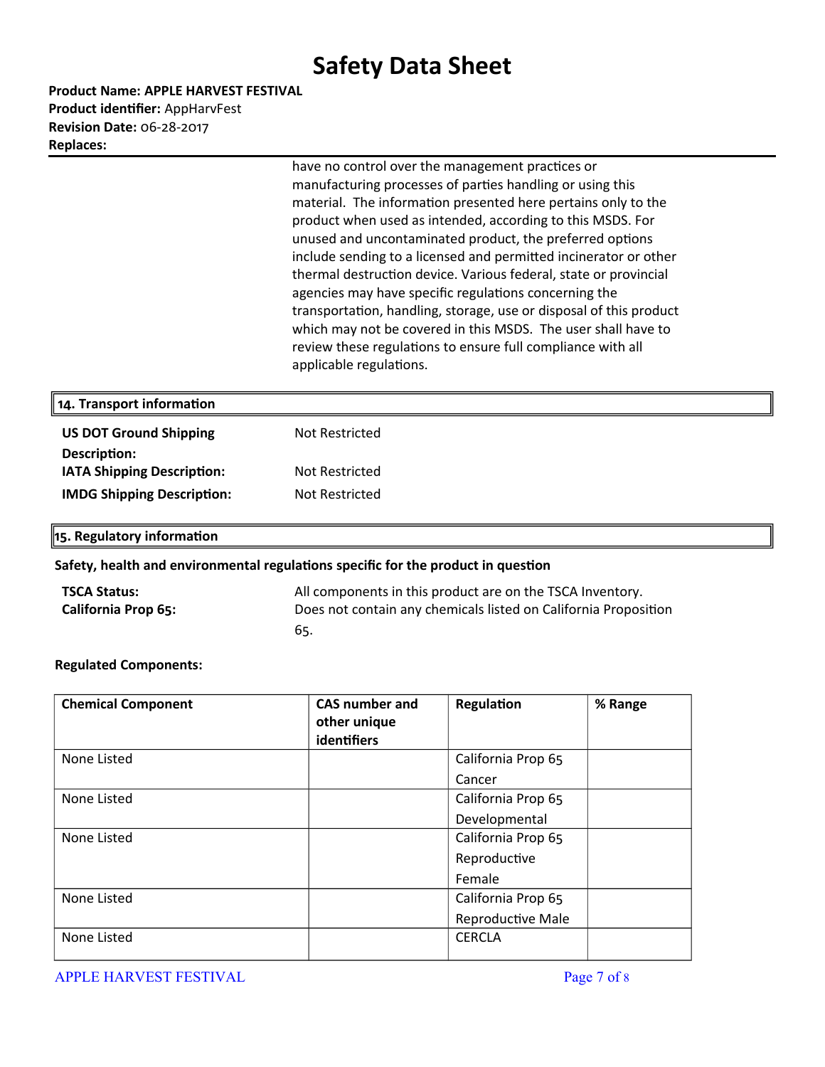# Safety Data Sheet

**Product Name: APPLE HARVEST FESTIVAL**
**Product identifier:** AppHarvFest
**Revision Date:** 06-28-2017
**Replaces:**

have no control over the management practices or manufacturing processes of parties handling or using this material. The information presented here pertains only to the product when used as intended, according to this MSDS. For unused and uncontaminated product, the preferred options include sending to a licensed and permitted incinerator or other thermal destruction device. Various federal, state or provincial agencies may have specific regulations concerning the transportation, handling, storage, use or disposal of this product which may not be covered in this MSDS. The user shall have to review these regulations to ensure full compliance with all applicable regulations.

## 14. Transport information

**US DOT Ground Shipping Description:** Not Restricted

**IATA Shipping Description:** Not Restricted

**IMDG Shipping Description:** Not Restricted

## 15. Regulatory information

**Safety, health and environmental regulations specific for the product in question**

**TSCA Status:** All components in this product are on the TSCA Inventory.

**California Prop 65:** Does not contain any chemicals listed on California Proposition 65.

**Regulated Components:**

| Chemical Component | CAS number and other unique identifiers | Regulation | % Range |
|---|---|---|---|
| None Listed | | California Prop 65 Cancer | |
| None Listed | | California Prop 65 Developmental | |
| None Listed | | California Prop 65 Reproductive Female | |
| None Listed | | California Prop 65 Reproductive Male | |
| None Listed | | CERCLA | |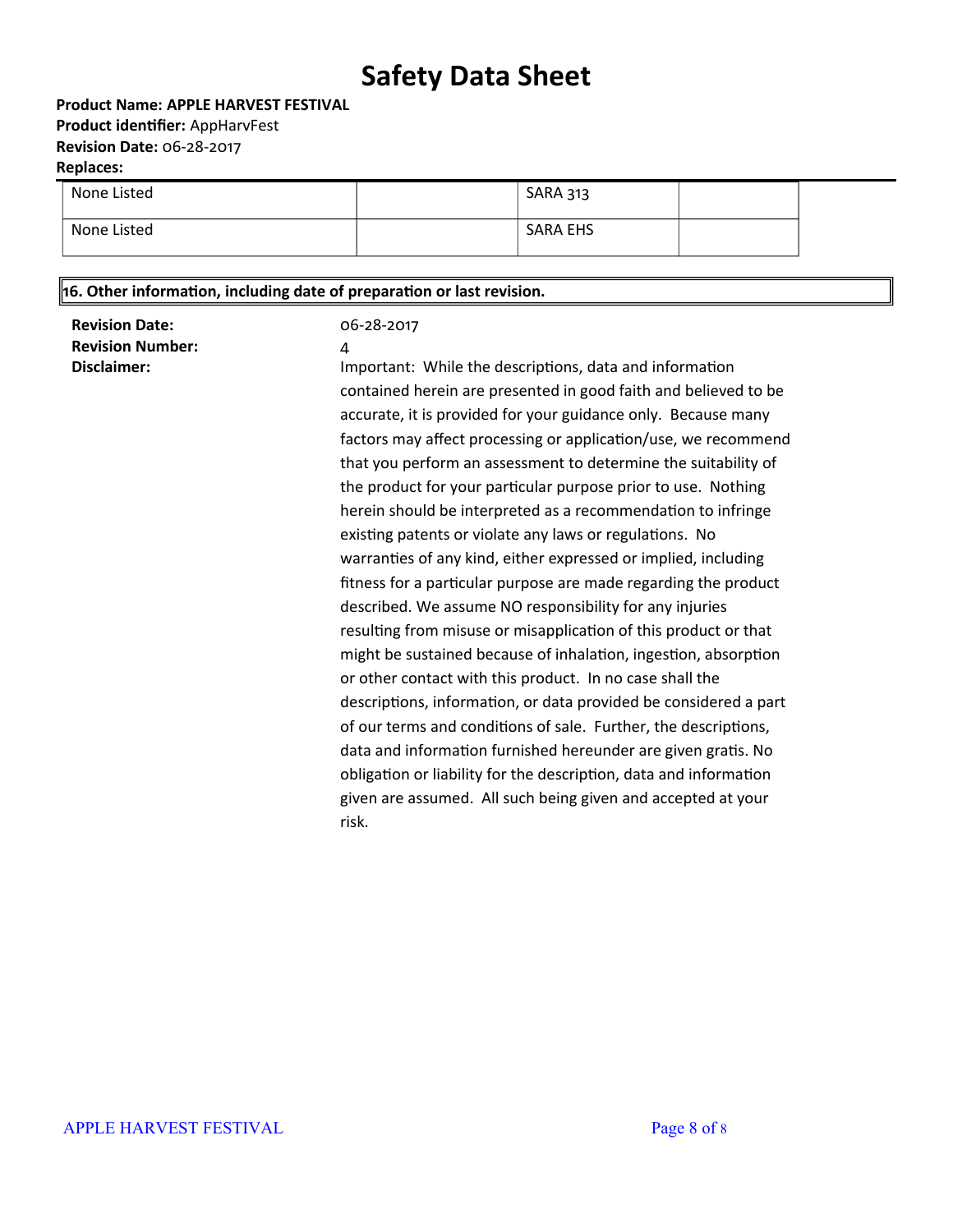# Safety Data Sheet

**Product Name: APPLE HARVEST FESTIVAL**
**Product identifier:** AppHarvFest
**Revision Date:** 06-28-2017
**Replaces:**

| | | | |
|---|---|---|---|
| None Listed | | SARA 313 | |
| None Listed | | SARA EHS | |

## 16. Other information, including date of preparation or last revision.

**Revision Date:** 06-28-2017

**Revision Number:** 4

**Disclaimer:** Important: While the descriptions, data and information contained herein are presented in good faith and believed to be accurate, it is provided for your guidance only. Because many factors may affect processing or application/use, we recommend that you perform an assessment to determine the suitability of the product for your particular purpose prior to use. Nothing herein should be interpreted as a recommendation to infringe existing patents or violate any laws or regulations. No warranties of any kind, either expressed or implied, including fitness for a particular purpose are made regarding the product described. We assume NO responsibility for any injuries resulting from misuse or misapplication of this product or that might be sustained because of inhalation, ingestion, absorption or other contact with this product. In no case shall the descriptions, information, or data provided be considered a part of our terms and conditions of sale. Further, the descriptions, data and information furnished hereunder are given gratis. No obligation or liability for the description, data and information given are assumed. All such being given and accepted at your risk.